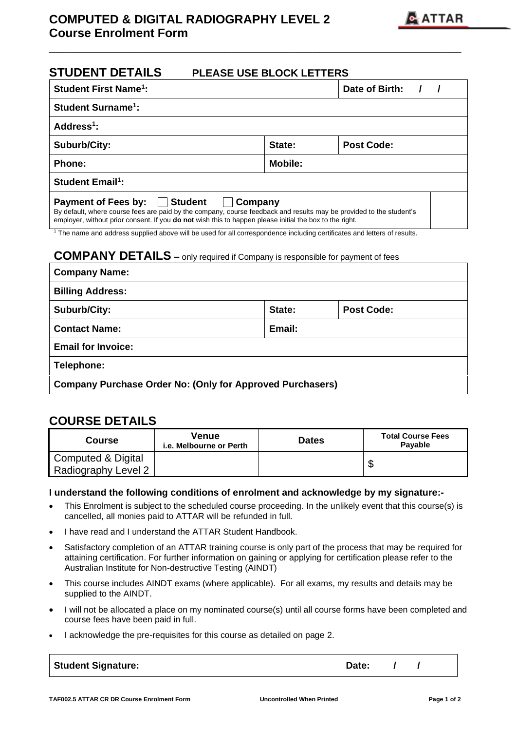# COMPUTED & DIGITAL RADIOGRAPHY LEVEL 2
## Course Enrolment Form

ATTAR

## STUDENT DETAILS PLEASE USE BLOCK LETTERS

| | | |
|---|---|---|
| **Student First Name[1]:** | | **Date of Birth: / /** |
| **Student Surname[1]:** | | |
| **Address[1]:** | | |
| **Suburb/City:** | **State:** | **Post Code:** |
| **Phone:** | **Mobile:** | |
| **Student Email[1]:** | | |
| **Payment of Fees by:** ☐ **Student** ☐ **Company**<br>By default, where course fees are paid by the company, course feedback and results may be provided to the student's employer, without prior consent. If you **do not** wish this to happen please initial the box to the right. | | ☐ |

[1] The name and address supplied above will be used for all correspondence including certificates and letters of results.

## COMPANY DETAILS – only required if Company is responsible for payment of fees

| | | |
|---|---|---|
| **Company Name:** | | |
| **Billing Address:** | | |
| **Suburb/City:** | **State:** | **Post Code:** |
| **Contact Name:** | **Email:** | |
| **Email for Invoice:** | | |
| **Telephone:** | | |
| **Company Purchase Order No: (Only for Approved Purchasers)** | | |

## COURSE DETAILS

| Course | Venue<br>i.e. Melbourne or Perth | Dates | Total Course Fees Payable |
|---|---|---|---|
| Computed & Digital Radiography Level 2 | | | $ |

**I understand the following conditions of enrolment and acknowledge by my signature:-**

- This Enrolment is subject to the scheduled course proceeding. In the unlikely event that this course(s) is cancelled, all monies paid to ATTAR will be refunded in full.
- I have read and I understand the ATTAR Student Handbook.
- Satisfactory completion of an ATTAR training course is only part of the process that may be required for attaining certification. For further information on gaining or applying for certification please refer to the Australian Institute for Non-destructive Testing (AINDT)
- This course includes AINDT exams (where applicable). For all exams, my results and details may be supplied to the AINDT.
- I will not be allocated a place on my nominated course(s) until all course forms have been completed and course fees have been paid in full.
- I acknowledge the pre-requisites for this course as detailed on page 2.

| | |
|---|---|
| **Student Signature:** | **Date: / /** |

TAF002.5 ATTAR CR DR Course Enrolment Form — Uncontrolled When Printed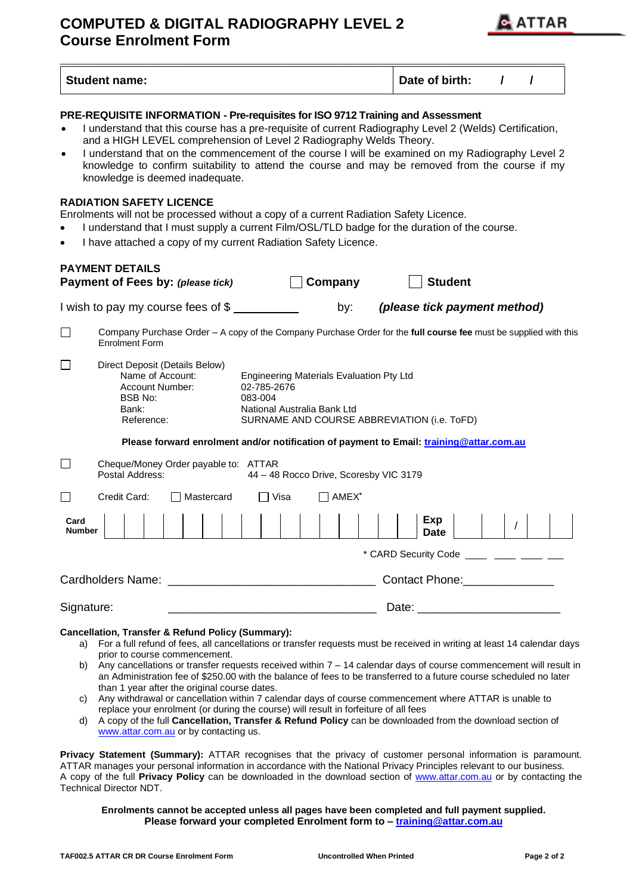# COMPUTED & DIGITAL RADIOGRAPHY LEVEL 2
## Course Enrolment Form

ATTAR

| **Student name:** | **Date of birth: / /** |
|---|---|

### PRE-REQUISITE INFORMATION - Pre-requisites for ISO 9712 Training and Assessment

- I understand that this course has a pre-requisite of current Radiography Level 2 (Welds) Certification, and a HIGH LEVEL comprehension of Level 2 Radiography Welds Theory.
- I understand that on the commencement of the course I will be examined on my Radiography Level 2 knowledge to confirm suitability to attend the course and may be removed from the course if my knowledge is deemed inadequate.

### RADIATION SAFETY LICENCE

Enrolments will not be processed without a copy of a current Radiation Safety Licence.

- I understand that I must supply a current Film/OSL/TLD badge for the duration of the course.
- I have attached a copy of my current Radiation Safety Licence.

### PAYMENT DETAILS

**Payment of Fees by:** ***(please tick)*** ☐ **Company** ☐ **Student**

I wish to pay my course fees of $ __________ by: ***(please tick payment method)***

☐ Company Purchase Order – A copy of the Company Purchase Order for the **full course fee** must be supplied with this Enrolment Form

☐ Direct Deposit (Details Below)

| | |
|---|---|
| Name of Account: | Engineering Materials Evaluation Pty Ltd |
| Account Number: | 02-785-2676 |
| BSB No: | 083-004 |
| Bank: | National Australia Bank Ltd |
| Reference: | SURNAME AND COURSE ABBREVIATION (i.e. ToFD) |

**Please forward enrolment and/or notification of payment to Email: training@attar.com.au**

☐ Cheque/Money Order payable to: ATTAR
Postal Address: 44 – 48 Rocco Drive, Scoresby VIC 3179

☐ Credit Card: ☐ Mastercard ☐ Visa ☐ AMEX*

**Card Number** | | | | | | | | | | | | | | | | | **Exp Date** | | / | |

\* CARD Security Code ____ ____ ____ ___

Cardholders Name: ________________________________ Contact Phone:______________

Signature: ________________________________ Date: ______________________

**Cancellation, Transfer & Refund Policy (Summary):**

a) For a full refund of fees, all cancellations or transfer requests must be received in writing at least 14 calendar days prior to course commencement.

b) Any cancellations or transfer requests received within 7 – 14 calendar days of course commencement will result in an Administration fee of $250.00 with the balance of fees to be transferred to a future course scheduled no later than 1 year after the original course dates.

c) Any withdrawal or cancellation within 7 calendar days of course commencement where ATTAR is unable to replace your enrolment (or during the course) will result in forfeiture of all fees

d) A copy of the full **Cancellation, Transfer & Refund Policy** can be downloaded from the download section of www.attar.com.au or by contacting us.

**Privacy Statement (Summary):** ATTAR recognises that the privacy of customer personal information is paramount. ATTAR manages your personal information in accordance with the National Privacy Principles relevant to our business. A copy of the full **Privacy Policy** can be downloaded in the download section of www.attar.com.au or by contacting the Technical Director NDT.

**Enrolments cannot be accepted unless all pages have been completed and full payment supplied.**
**Please forward your completed Enrolment form to – training@attar.com.au**

**TAF002.5 ATTAR CR DR Course Enrolment Form** **Uncontrolled When Printed**